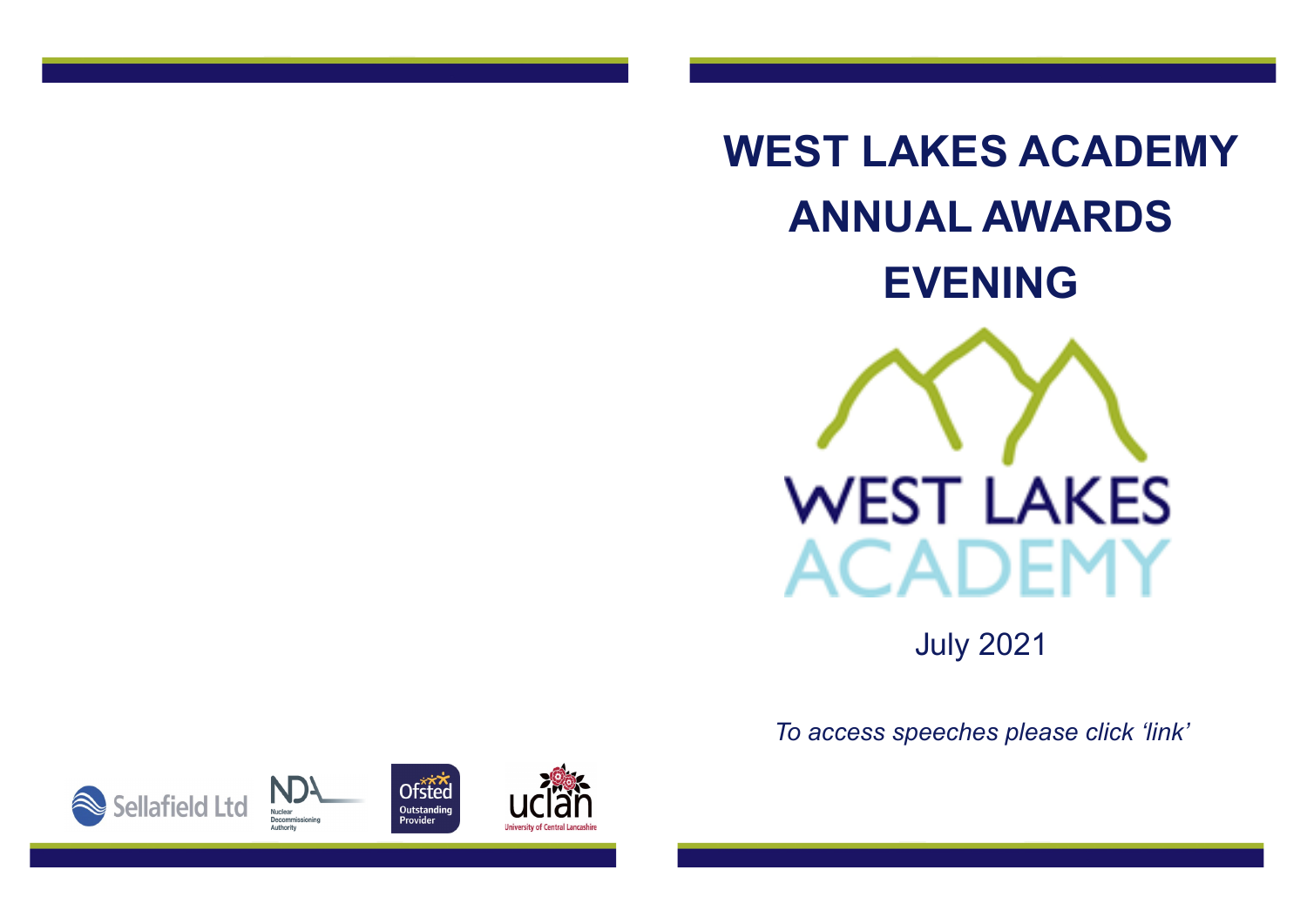# WEST LAKES ACADEMY ANNUAL AWARDS EVENING

WEST LAKES ACADEMY

July 2021

*To access speeches please click 'link'*

Sellafield Ltd

NDA Nuclear Decommissioning Authority

Ofsted Outstanding Provider

uclan University of Central Lancashire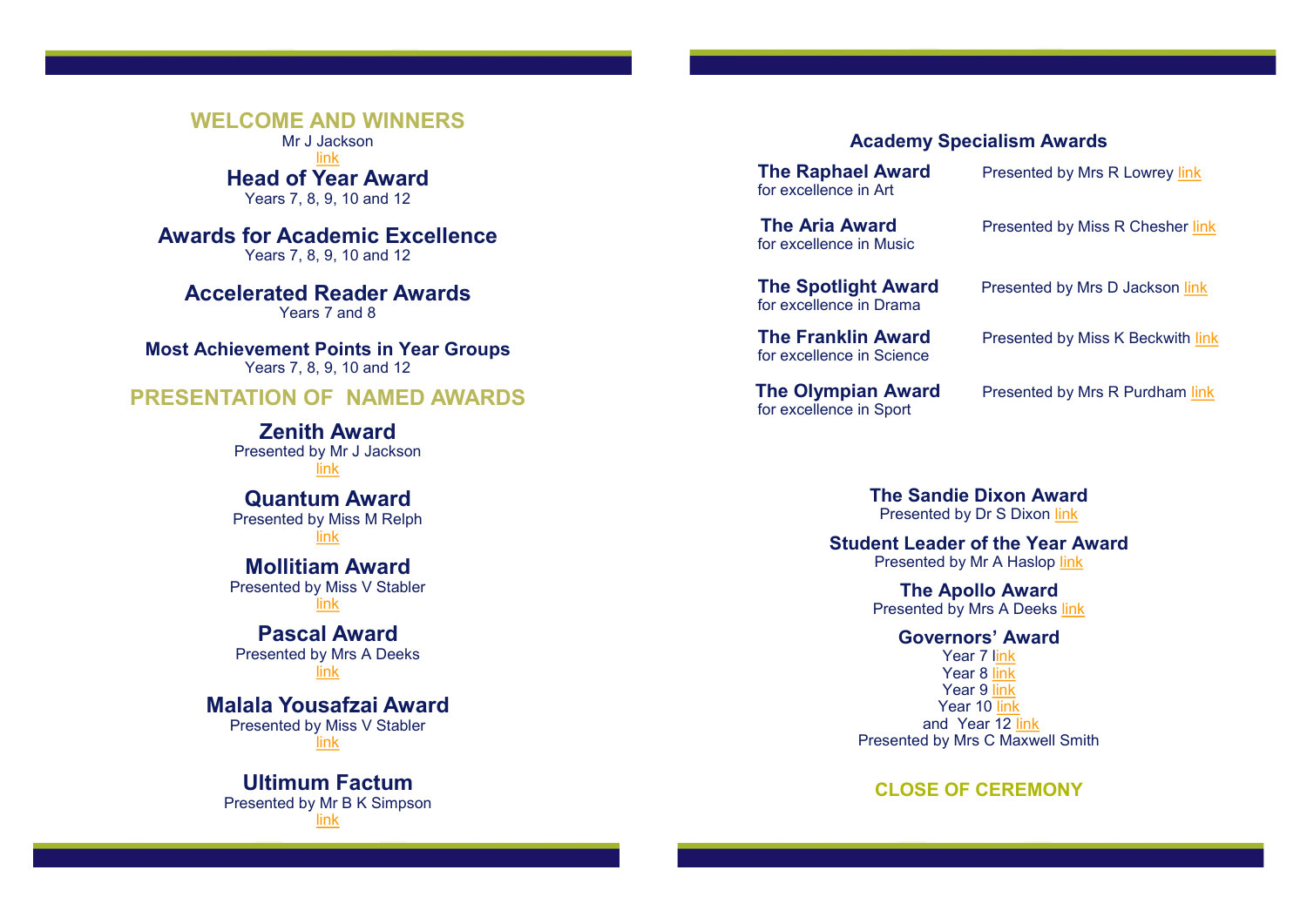## WELCOME AND WINNERS

Mr J Jackson
link

### Head of Year Award

Years 7, 8, 9, 10 and 12

### Awards for Academic Excellence

Years 7, 8, 9, 10 and 12

### Accelerated Reader Awards

Years 7 and 8

**Most Achievement Points in Year Groups**

Years 7, 8, 9, 10 and 12

## PRESENTATION OF NAMED AWARDS

### Zenith Award

Presented by Mr J Jackson
link

### Quantum Award

Presented by Miss M Relph
link

### Mollitiam Award

Presented by Miss V Stabler
link

### Pascal Award

Presented by Mrs A Deeks
link

### Malala Yousafzai Award

Presented by Miss V Stabler
link

### Ultimum Factum

Presented by Mr B K Simpson
link

### Academy Specialism Awards

**The Raphael Award**
for excellence in Art
Presented by Mrs R Lowrey link

**The Aria Award**
for excellence in Music
Presented by Miss R Chesher link

**The Spotlight Award**
for excellence in Drama
Presented by Mrs D Jackson link

**The Franklin Award**
for excellence in Science
Presented by Miss K Beckwith link

**The Olympian Award**
for excellence in Sport
Presented by Mrs R Purdham link

### The Sandie Dixon Award

Presented by Dr S Dixon link

### Student Leader of the Year Award

Presented by Mr A Haslop link

### The Apollo Award

Presented by Mrs A Deeks link

### Governors' Award

Year 7 link
Year 8 link
Year 9 link
Year 10 link
and Year 12 link
Presented by Mrs C Maxwell Smith

## CLOSE OF CEREMONY